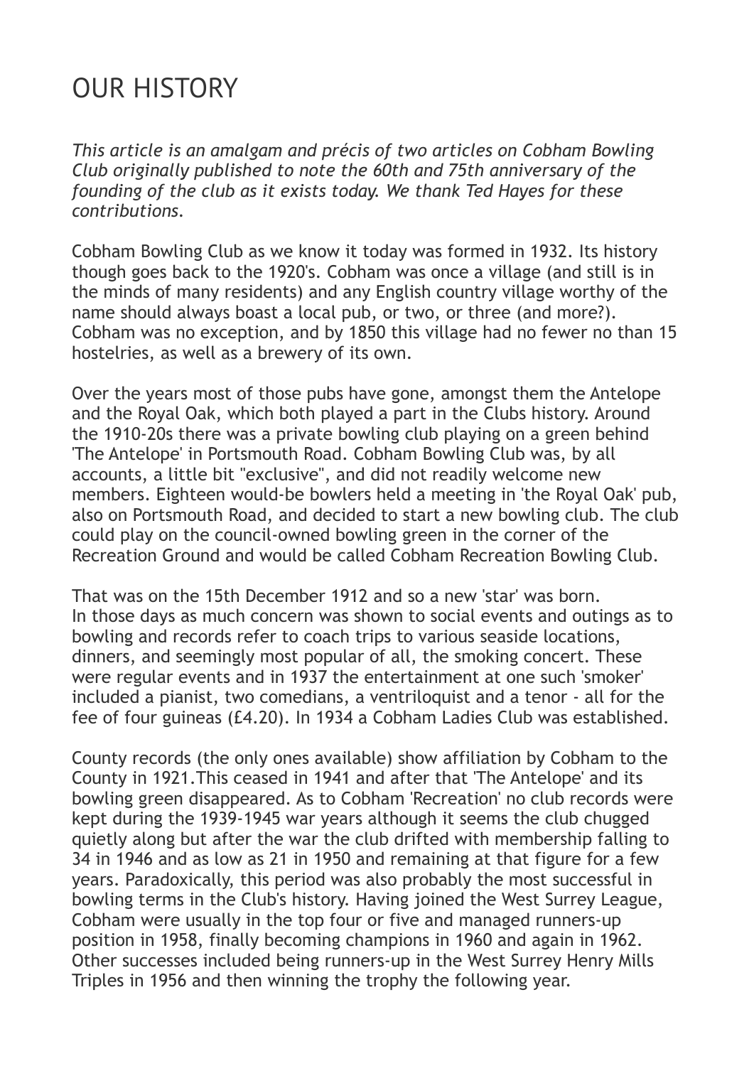# OUR HISTORY

*This article is an amalgam and précis of two articles on Cobham Bowling Club originally published to note the 60th and 75th anniversary of the founding of the club as it exists today. We thank Ted Hayes for these contributions.*

Cobham Bowling Club as we know it today was formed in 1932. Its history though goes back to the 1920's. Cobham was once a village (and still is in the minds of many residents) and any English country village worthy of the name should always boast a local pub, or two, or three (and more?). Cobham was no exception, and by 1850 this village had no fewer no than 15 hostelries, as well as a brewery of its own.

Over the years most of those pubs have gone, amongst them the Antelope and the Royal Oak, which both played a part in the Clubs history. Around the 1910-20s there was a private bowling club playing on a green behind 'The Antelope' in Portsmouth Road. Cobham Bowling Club was, by all accounts, a little bit "exclusive", and did not readily welcome new members. Eighteen would-be bowlers held a meeting in 'the Royal Oak' pub, also on Portsmouth Road, and decided to start a new bowling club. The club could play on the council-owned bowling green in the corner of the Recreation Ground and would be called Cobham Recreation Bowling Club.

That was on the 15th December 1912 and so a new 'star' was born.
In those days as much concern was shown to social events and outings as to bowling and records refer to coach trips to various seaside locations, dinners, and seemingly most popular of all, the smoking concert. These were regular events and in 1937 the entertainment at one such 'smoker' included a pianist, two comedians, a ventriloquist and a tenor - all for the fee of four guineas (£4.20). In 1934 a Cobham Ladies Club was established.

County records (the only ones available) show affiliation by Cobham to the County in 1921.This ceased in 1941 and after that 'The Antelope' and its bowling green disappeared. As to Cobham 'Recreation' no club records were kept during the 1939-1945 war years although it seems the club chugged quietly along but after the war the club drifted with membership falling to 34 in 1946 and as low as 21 in 1950 and remaining at that figure for a few years. Paradoxically, this period was also probably the most successful in bowling terms in the Club's history. Having joined the West Surrey League, Cobham were usually in the top four or five and managed runners-up position in 1958, finally becoming champions in 1960 and again in 1962. Other successes included being runners-up in the West Surrey Henry Mills Triples in 1956 and then winning the trophy the following year.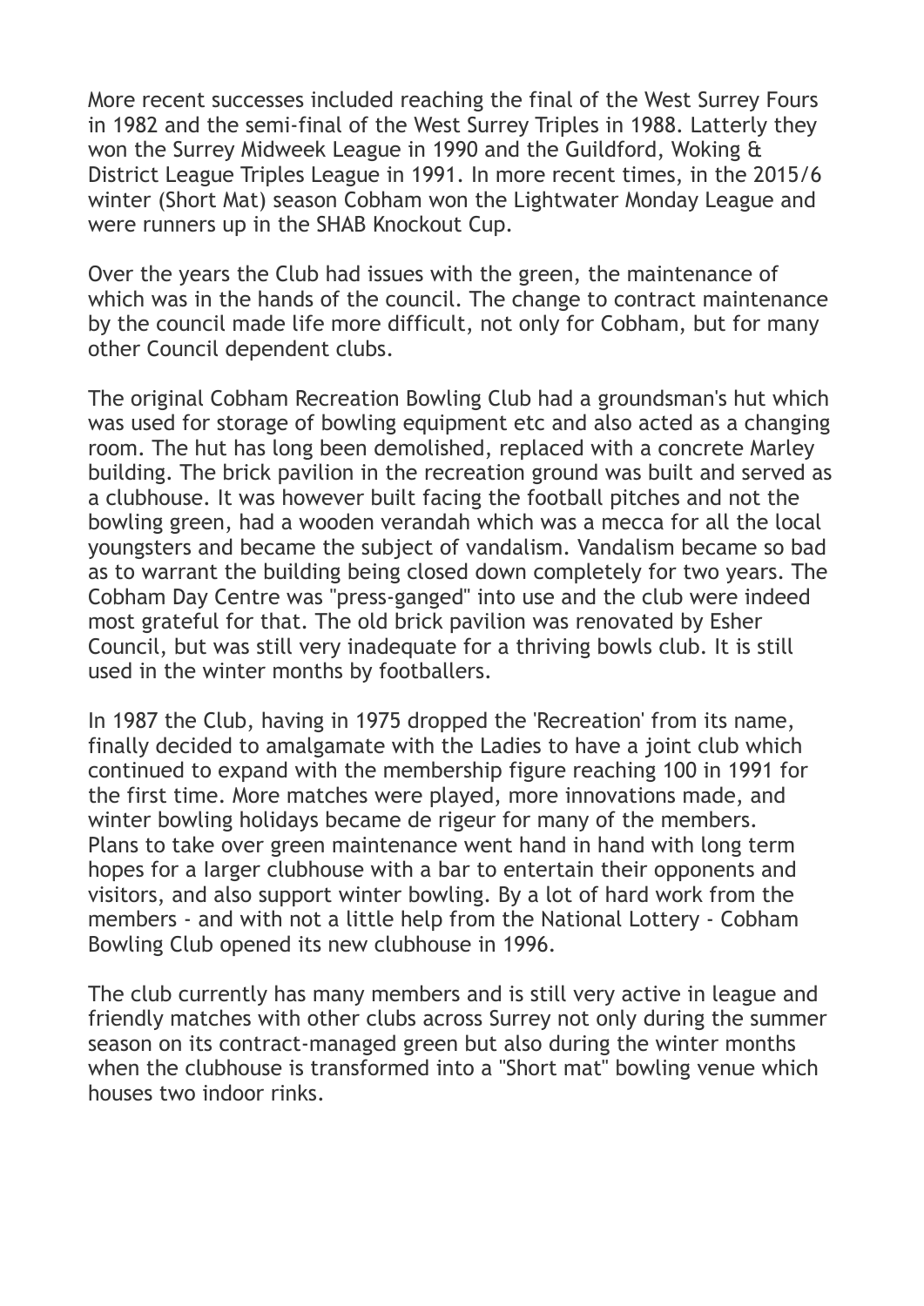More recent successes included reaching the final of the West Surrey Fours in 1982 and the semi-final of the West Surrey Triples in 1988. Latterly they won the Surrey Midweek League in 1990 and the Guildford, Woking & District League Triples League in 1991. In more recent times, in the 2015/6 winter (Short Mat) season Cobham won the Lightwater Monday League and were runners up in the SHAB Knockout Cup.

Over the years the Club had issues with the green, the maintenance of which was in the hands of the council. The change to contract maintenance by the council made life more difficult, not only for Cobham, but for many other Council dependent clubs.

The original Cobham Recreation Bowling Club had a groundsman's hut which was used for storage of bowling equipment etc and also acted as a changing room. The hut has long been demolished, replaced with a concrete Marley building. The brick pavilion in the recreation ground was built and served as a clubhouse. It was however built facing the football pitches and not the bowling green, had a wooden verandah which was a mecca for all the local youngsters and became the subject of vandalism. Vandalism became so bad as to warrant the building being closed down completely for two years. The Cobham Day Centre was "press-ganged" into use and the club were indeed most grateful for that. The old brick pavilion was renovated by Esher Council, but was still very inadequate for a thriving bowls club. It is still used in the winter months by footballers.

In 1987 the Club, having in 1975 dropped the 'Recreation' from its name, finally decided to amalgamate with the Ladies to have a joint club which continued to expand with the membership figure reaching 100 in 1991 for the first time. More matches were played, more innovations made, and winter bowling holidays became de rigeur for many of the members. Plans to take over green maintenance went hand in hand with long term hopes for a larger clubhouse with a bar to entertain their opponents and visitors, and also support winter bowling. By a lot of hard work from the members - and with not a little help from the National Lottery - Cobham Bowling Club opened its new clubhouse in 1996.

The club currently has many members and is still very active in league and friendly matches with other clubs across Surrey not only during the summer season on its contract-managed green but also during the winter months when the clubhouse is transformed into a "Short mat" bowling venue which houses two indoor rinks.